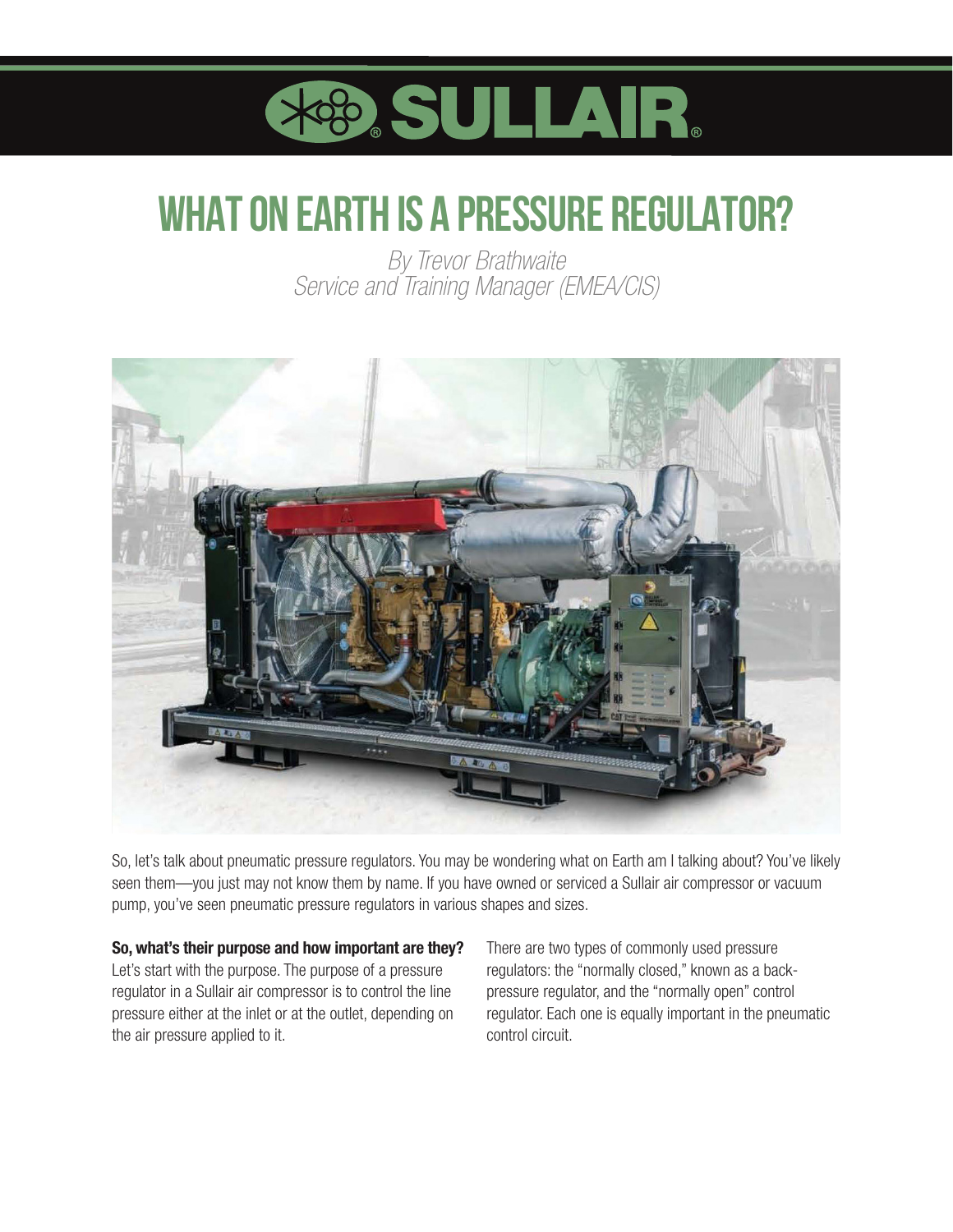# WHAT ON EARTH IS A PRESSURE REGULATOR?

*By Trevor Brathwaite*
*Service and Training Manager (EMEA/CIS)*

So, let's talk about pneumatic pressure regulators. You may be wondering what on Earth am I talking about? You've likely seen them—you just may not know them by name. If you have owned or serviced a Sullair air compressor or vacuum pump, you've seen pneumatic pressure regulators in various shapes and sizes.

**So, what's their purpose and how important are they?**
Let's start with the purpose. The purpose of a pressure regulator in a Sullair air compressor is to control the line pressure either at the inlet or at the outlet, depending on the air pressure applied to it.

There are two types of commonly used pressure regulators: the "normally closed," known as a back-pressure regulator, and the "normally open" control regulator. Each one is equally important in the pneumatic control circuit.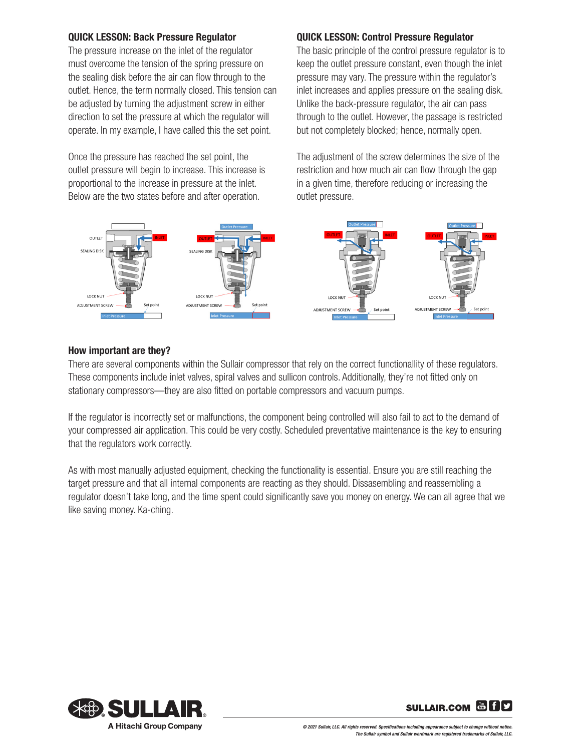## QUICK LESSON: Back Pressure Regulator

The pressure increase on the inlet of the regulator must overcome the tension of the spring pressure on the sealing disk before the air can flow through to the outlet. Hence, the term normally closed. This tension can be adjusted by turning the adjustment screw in either direction to set the pressure at which the regulator will operate. In my example, I have called this the set point.

Once the pressure has reached the set point, the outlet pressure will begin to increase. This increase is proportional to the increase in pressure at the inlet. Below are the two states before and after operation.

## QUICK LESSON: Control Pressure Regulator

The basic principle of the control pressure regulator is to keep the outlet pressure constant, even though the inlet pressure may vary. The pressure within the regulator's inlet increases and applies pressure on the sealing disk. Unlike the back-pressure regulator, the air can pass through to the outlet. However, the passage is restricted but not completely blocked; hence, normally open.

The adjustment of the screw determines the size of the restriction and how much air can flow through the gap in a given time, therefore reducing or increasing the outlet pressure.

OUTLET
INLET
SEALING DISK
LOCK NUT
ADJUSTMENT SCREW
Set point
Inlet Pressure

Outlet Pressure
OUTLET
INLET
SEALING DISK
LOCK NUT
ADJUSTMENT SCREW
Set point
Inlet Pressure

Outlet Pressure
OUTLET
INLET
LOCK NUT
ADJUSTMENT SCREW
Set point
Inlet Pressure

Outlet Pressure
OUTLET
INLET
LOCK NUT
ADJUSTMENT SCREW
Set point
Inlet Pressure

## How important are they?

There are several components within the Sullair compressor that rely on the correct functionallity of these regulators. These components include inlet valves, spiral valves and sullicon controls. Additionally, they're not fitted only on stationary compressors—they are also fitted on portable compressors and vacuum pumps.

If the regulator is incorrectly set or malfunctions, the component being controlled will also fail to act to the demand of your compressed air application. This could be very costly. Scheduled preventative maintenance is the key to ensuring that the regulators work correctly.

As with most manually adjusted equipment, checking the functionality is essential. Ensure you are still reaching the target pressure and that all internal components are reacting as they should. Dissasembling and reassembling a regulator doesn't take long, and the time spent could significantly save you money on energy. We can all agree that we like saving money. Ka-ching.

SULLAIR® A Hitachi Group Company

SULLAIR.COM

*© 2021 Sullair, LLC. All rights reserved. Specifications including appearance subject to change without notice. The Sullair symbol and Sullair wordmark are registered trademarks of Sullair, LLC.*